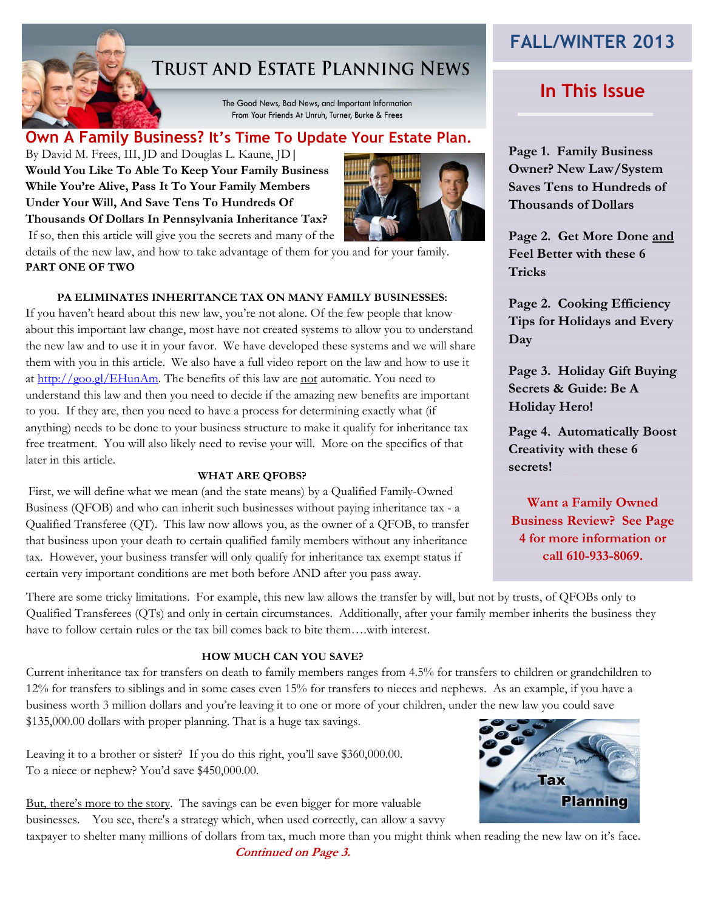# TRUST AND ESTATE PLANNING NEWS

The Good News, Bad News, and Important Information
From Your Friends At Unruh, Turner, Burke & Frees

**FALL/WINTER 2013**

## Own A Family Business? It's Time To Update Your Estate Plan.

By David M. Frees, III, JD and Douglas L. Kaune, JD |

**Would You Like To Able To Keep Your Family Business While You're Alive, Pass It To Your Family Members Under Your Will, And Save Tens To Hundreds Of Thousands Of Dollars In Pennsylvania Inheritance Tax?**

If so, then this article will give you the secrets and many of the details of the new law, and how to take advantage of them for you and for your family.

**PART ONE OF TWO**

**PA ELIMINATES INHERITANCE TAX ON MANY FAMILY BUSINESSES:**

If you haven't heard about this new law, you're not alone. Of the few people that know about this important law change, most have not created systems to allow you to understand the new law and to use it in your favor. We have developed these systems and we will share them with you in this article. We also have a full video report on the law and how to use it at http://goo.gl/EHunAm. The benefits of this law are not automatic. You need to understand this law and then you need to decide if the amazing new benefits are important to you. If they are, then you need to have a process for determining exactly what (if anything) needs to be done to your business structure to make it qualify for inheritance tax free treatment. You will also likely need to revise your will. More on the specifics of that later in this article.

**WHAT ARE QFOBS?**

First, we will define what we mean (and the state means) by a Qualified Family-Owned Business (QFOB) and who can inherit such businesses without paying inheritance tax - a Qualified Transferee (QT). This law now allows you, as the owner of a QFOB, to transfer that business upon your death to certain qualified family members without any inheritance tax. However, your business transfer will only qualify for inheritance tax exempt status if certain very important conditions are met both before AND after you pass away.

There are some tricky limitations. For example, this new law allows the transfer by will, but not by trusts, of QFOBs only to Qualified Transferees (QTs) and only in certain circumstances. Additionally, after your family member inherits the business they have to follow certain rules or the tax bill comes back to bite them….with interest.

**HOW MUCH CAN YOU SAVE?**

Current inheritance tax for transfers on death to family members ranges from 4.5% for transfers to children or grandchildren to 12% for transfers to siblings and in some cases even 15% for transfers to nieces and nephews. As an example, if you have a business worth 3 million dollars and you're leaving it to one or more of your children, under the new law you could save $135,000.00 dollars with proper planning. That is a huge tax savings.

Leaving it to a brother or sister? If you do this right, you'll save $360,000.00.
To a niece or nephew? You'd save $450,000.00.

But, there's more to the story. The savings can be even bigger for more valuable businesses. You see, there's a strategy which, when used correctly, can allow a savvy taxpayer to shelter many millions of dollars from tax, much more than you might think when reading the new law on it's face.

***Continued on Page 3.***

## In This Issue

**Page 1. Family Business Owner? New Law/System Saves Tens to Hundreds of Thousands of Dollars**

**Page 2. Get More Done and Feel Better with these 6 Tricks**

**Page 2. Cooking Efficiency Tips for Holidays and Every Day**

**Page 3. Holiday Gift Buying Secrets & Guide: Be A Holiday Hero!**

**Page 4. Automatically Boost Creativity with these 6 secrets!**

**Want a Family Owned Business Review? See Page 4 for more information or call 610-933-8069.**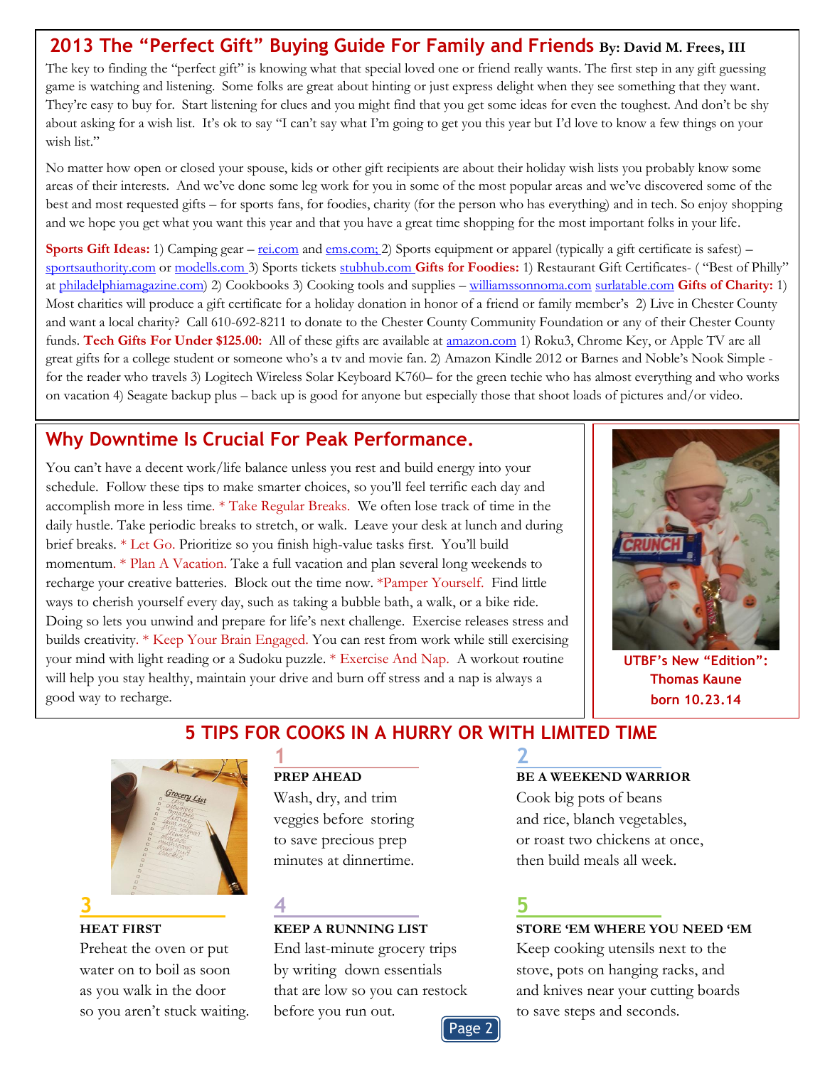## 2013 The "Perfect Gift" Buying Guide For Family and Friends **By: David M. Frees, III**

The key to finding the "perfect gift" is knowing what that special loved one or friend really wants. The first step in any gift guessing game is watching and listening. Some folks are great about hinting or just express delight when they see something that they want. They're easy to buy for. Start listening for clues and you might find that you get some ideas for even the toughest. And don't be shy about asking for a wish list. It's ok to say "I can't say what I'm going to get you this year but I'd love to know a few things on your wish list."

No matter how open or closed your spouse, kids or other gift recipients are about their holiday wish lists you probably know some areas of their interests. And we've done some leg work for you in some of the most popular areas and we've discovered some of the best and most requested gifts – for sports fans, for foodies, charity (for the person who has everything) and in tech. So enjoy shopping and we hope you get what you want this year and that you have a great time shopping for the most important folks in your life.

**Sports Gift Ideas:** 1) Camping gear – rei.com and ems.com; 2) Sports equipment or apparel (typically a gift certificate is safest) – sportsauthority.com or modells.com 3) Sports tickets stubhub.com **Gifts for Foodies:** 1) Restaurant Gift Certificates- ( "Best of Philly" at philadelphiamagazine.com) 2) Cookbooks 3) Cooking tools and supplies – williamssonnoma.com surlatable.com **Gifts of Charity:** 1) Most charities will produce a gift certificate for a holiday donation in honor of a friend or family member's 2) Live in Chester County and want a local charity? Call 610-692-8211 to donate to the Chester County Community Foundation or any of their Chester County funds. **Tech Gifts For Under $125.00:** All of these gifts are available at amazon.com 1) Roku3, Chrome Key, or Apple TV are all great gifts for a college student or someone who's a tv and movie fan. 2) Amazon Kindle 2012 or Barnes and Noble's Nook Simple - for the reader who travels 3) Logitech Wireless Solar Keyboard K760– for the green techie who has almost everything and who works on vacation 4) Seagate backup plus – back up is good for anyone but especially those that shoot loads of pictures and/or video.

## Why Downtime Is Crucial For Peak Performance.

You can't have a decent work/life balance unless you rest and build energy into your schedule. Follow these tips to make smarter choices, so you'll feel terrific each day and accomplish more in less time. * Take Regular Breaks. We often lose track of time in the daily hustle. Take periodic breaks to stretch, or walk. Leave your desk at lunch and during brief breaks. * Let Go. Prioritize so you finish high-value tasks first. You'll build momentum. * Plan A Vacation. Take a full vacation and plan several long weekends to recharge your creative batteries. Block out the time now. *Pamper Yourself. Find little ways to cherish yourself every day, such as taking a bubble bath, a walk, or a bike ride. Doing so lets you unwind and prepare for life's next challenge. Exercise releases stress and builds creativity. * Keep Your Brain Engaged. You can rest from work while still exercising your mind with light reading or a Sudoku puzzle. * Exercise And Nap. A workout routine will help you stay healthy, maintain your drive and burn off stress and a nap is always a good way to recharge.

**UTBF's New "Edition": Thomas Kaune born 10.23.14**

## 5 TIPS FOR COOKS IN A HURRY OR WITH LIMITED TIME

**1**

**PREP AHEAD**

Wash, dry, and trim veggies before storing to save precious prep minutes at dinnertime.

**2**

**BE A WEEKEND WARRIOR**

Cook big pots of beans and rice, blanch vegetables, or roast two chickens at once, then build meals all week.

**3**

**HEAT FIRST**

Preheat the oven or put water on to boil as soon as you walk in the door so you aren't stuck waiting.

**4**

**KEEP A RUNNING LIST**

End last-minute grocery trips by writing down essentials that are low so you can restock before you run out.

**5**

**STORE 'EM WHERE YOU NEED 'EM**

Keep cooking utensils next to the stove, pots on hanging racks, and and knives near your cutting boards to save steps and seconds.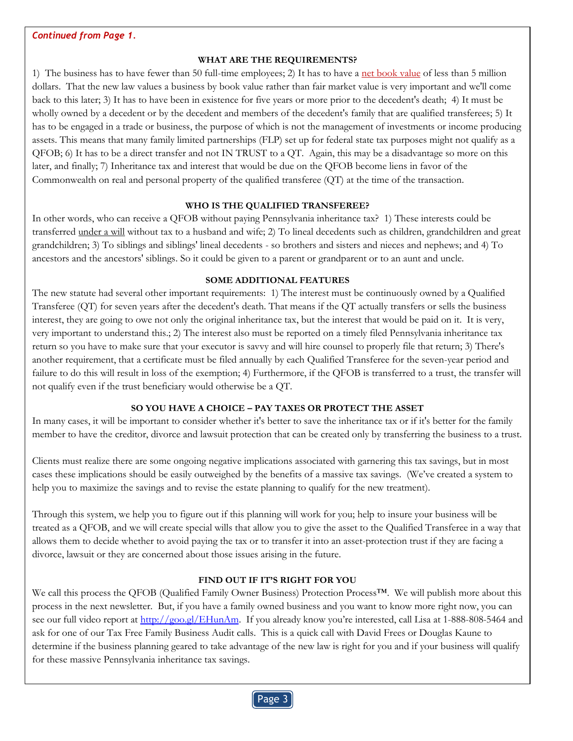*Continued from Page 1.*

#### WHAT ARE THE REQUIREMENTS?

1) The business has to have fewer than 50 full-time employees; 2) It has to have a net book value of less than 5 million dollars. That the new law values a business by book value rather than fair market value is very important and we'll come back to this later; 3) It has to have been in existence for five years or more prior to the decedent's death; 4) It must be wholly owned by a decedent or by the decedent and members of the decedent's family that are qualified transferees; 5) It has to be engaged in a trade or business, the purpose of which is not the management of investments or income producing assets. This means that many family limited partnerships (FLP) set up for federal state tax purposes might not qualify as a QFOB; 6) It has to be a direct transfer and not IN TRUST to a QT. Again, this may be a disadvantage so more on this later, and finally; 7) Inheritance tax and interest that would be due on the QFOB become liens in favor of the Commonwealth on real and personal property of the qualified transferee (QT) at the time of the transaction.

#### WHO IS THE QUALIFIED TRANSFEREE?

In other words, who can receive a QFOB without paying Pennsylvania inheritance tax? 1) These interests could be transferred under a will without tax to a husband and wife; 2) To lineal decedents such as children, grandchildren and great grandchildren; 3) To siblings and siblings' lineal decedents - so brothers and sisters and nieces and nephews; and 4) To ancestors and the ancestors' siblings. So it could be given to a parent or grandparent or to an aunt and uncle.

#### SOME ADDITIONAL FEATURES

The new statute had several other important requirements: 1) The interest must be continuously owned by a Qualified Transferee (QT) for seven years after the decedent's death. That means if the QT actually transfers or sells the business interest, they are going to owe not only the original inheritance tax, but the interest that would be paid on it. It is very, very important to understand this.; 2) The interest also must be reported on a timely filed Pennsylvania inheritance tax return so you have to make sure that your executor is savvy and will hire counsel to properly file that return; 3) There's another requirement, that a certificate must be filed annually by each Qualified Transferee for the seven-year period and failure to do this will result in loss of the exemption; 4) Furthermore, if the QFOB is transferred to a trust, the transfer will not qualify even if the trust beneficiary would otherwise be a QT.

#### SO YOU HAVE A CHOICE – PAY TAXES OR PROTECT THE ASSET

In many cases, it will be important to consider whether it's better to save the inheritance tax or if it's better for the family member to have the creditor, divorce and lawsuit protection that can be created only by transferring the business to a trust.

Clients must realize there are some ongoing negative implications associated with garnering this tax savings, but in most cases these implications should be easily outweighed by the benefits of a massive tax savings. (We've created a system to help you to maximize the savings and to revise the estate planning to qualify for the new treatment).

Through this system, we help you to figure out if this planning will work for you; help to insure your business will be treated as a QFOB, and we will create special wills that allow you to give the asset to the Qualified Transferee in a way that allows them to decide whether to avoid paying the tax or to transfer it into an asset-protection trust if they are facing a divorce, lawsuit or they are concerned about those issues arising in the future.

#### FIND OUT IF IT'S RIGHT FOR YOU

We call this process the QFOB (Qualified Family Owner Business) Protection Process™. We will publish more about this process in the next newsletter. But, if you have a family owned business and you want to know more right now, you can see our full video report at http://goo.gl/EHunAm. If you already know you're interested, call Lisa at 1-888-808-5464 and ask for one of our Tax Free Family Business Audit calls. This is a quick call with David Frees or Douglas Kaune to determine if the business planning geared to take advantage of the new law is right for you and if your business will qualify for these massive Pennsylvania inheritance tax savings.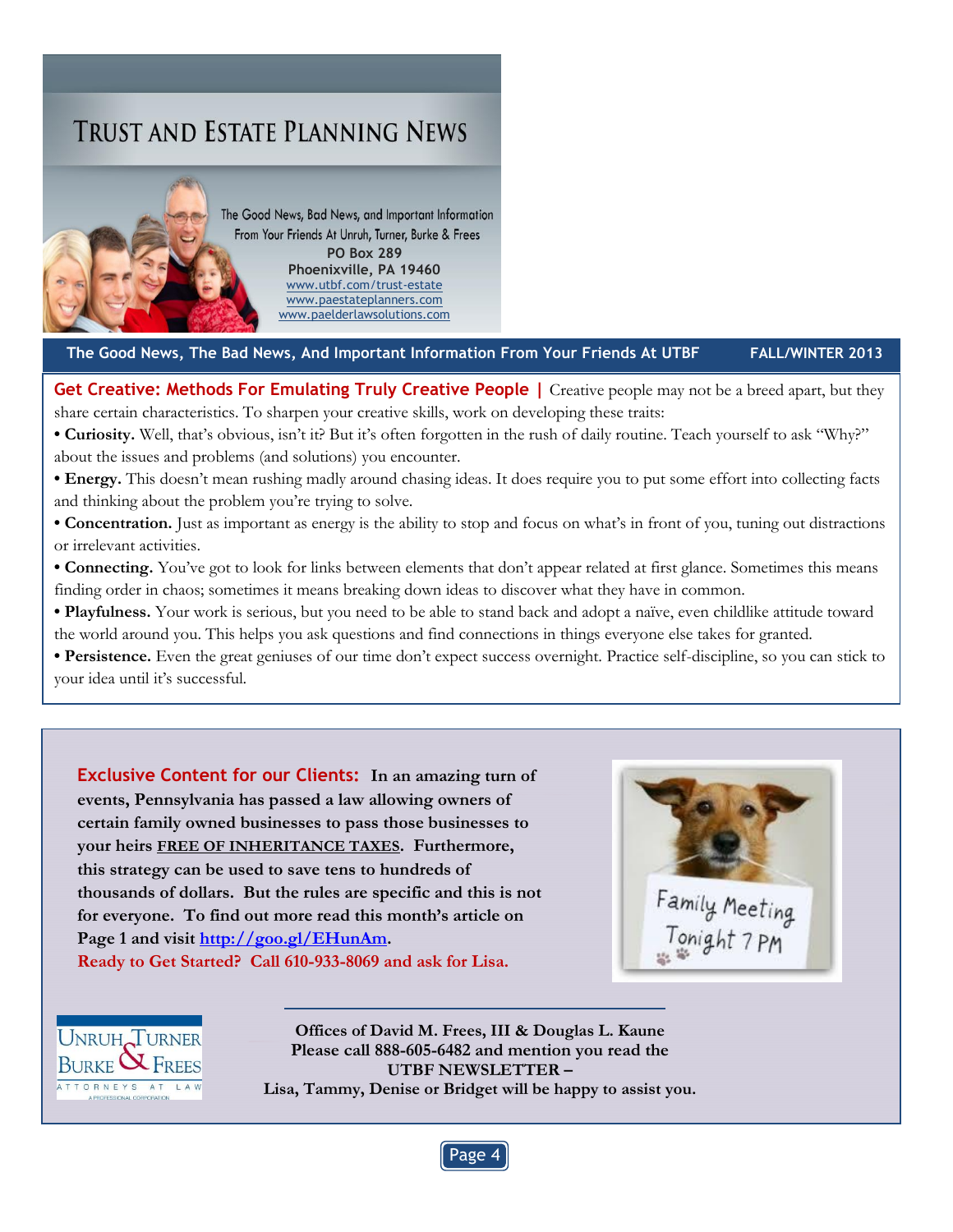# TRUST AND ESTATE PLANNING NEWS

The Good News, Bad News, and Important Information From Your Friends At Unruh, Turner, Burke & Frees

**PO Box 289**
**Phoenixville, PA 19460**
www.utbf.com/trust-estate
www.paestateplanners.com
www.paelderlawsolutions.com

**The Good News, The Bad News, And Important Information From Your Friends At UTBF** **FALL/WINTER 2013**

**Get Creative: Methods For Emulating Truly Creative People |** Creative people may not be a breed apart, but they share certain characteristics. To sharpen your creative skills, work on developing these traits:

- **Curiosity.** Well, that's obvious, isn't it? But it's often forgotten in the rush of daily routine. Teach yourself to ask "Why?" about the issues and problems (and solutions) you encounter.
- **Energy.** This doesn't mean rushing madly around chasing ideas. It does require you to put some effort into collecting facts and thinking about the problem you're trying to solve.
- **Concentration.** Just as important as energy is the ability to stop and focus on what's in front of you, tuning out distractions or irrelevant activities.
- **Connecting.** You've got to look for links between elements that don't appear related at first glance. Sometimes this means finding order in chaos; sometimes it means breaking down ideas to discover what they have in common.
- **Playfulness.** Your work is serious, but you need to be able to stand back and adopt a naïve, even childlike attitude toward the world around you. This helps you ask questions and find connections in things everyone else takes for granted.
- **Persistence.** Even the great geniuses of our time don't expect success overnight. Practice self-discipline, so you can stick to your idea until it's successful.

**Exclusive Content for our Clients:** **In an amazing turn of events, Pennsylvania has passed a law allowing owners of certain family owned businesses to pass those businesses to your heirs FREE OF INHERITANCE TAXES. Furthermore, this strategy can be used to save tens to hundreds of thousands of dollars. But the rules are specific and this is not for everyone. To find out more read this month's article on Page 1 and visit http://goo.gl/EHunAm.**

**Ready to Get Started? Call 610-933-8069 and ask for Lisa.**

Family Meeting Tonight 7 PM

UNRUH TURNER BURKE & FREES
ATTORNEYS AT LAW
A PROFESSIONAL CORPORATION

**Offices of David M. Frees, III & Douglas L. Kaune**
**Please call 888-605-6482 and mention you read the UTBF NEWSLETTER –**
**Lisa, Tammy, Denise or Bridget will be happy to assist you.**